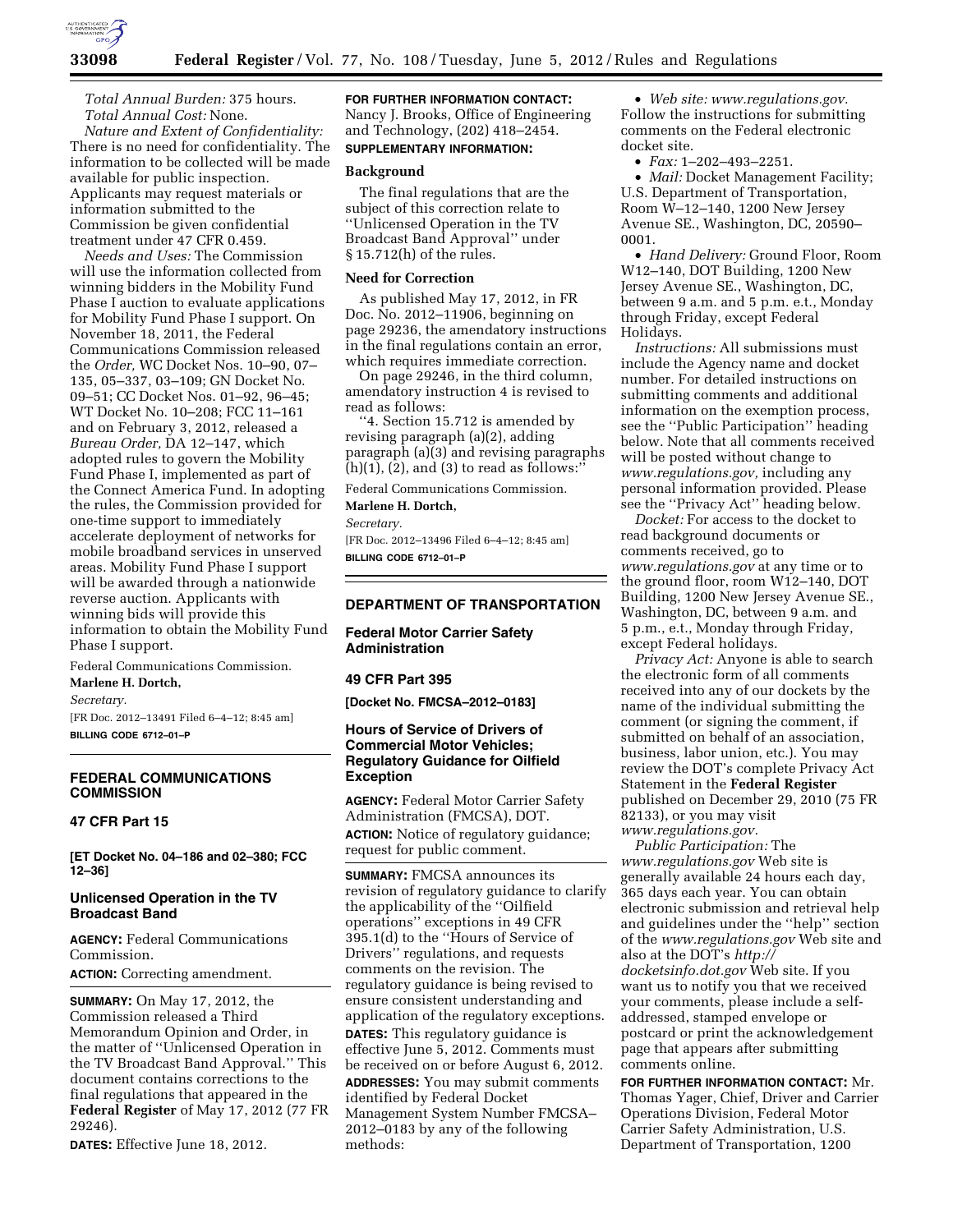*Total Annual Burden:* 375 hours.

*Total Annual Cost:* None.

*Nature and Extent of Confidentiality:* There is no need for confidentiality. The information to be collected will be made available for public inspection. Applicants may request materials or information submitted to the Commission be given confidential treatment under 47 CFR 0.459.

*Needs and Uses:* The Commission will use the information collected from winning bidders in the Mobility Fund Phase I auction to evaluate applications for Mobility Fund Phase I support. On November 18, 2011, the Federal Communications Commission released the *Order,* WC Docket Nos. 10–90, 07–135, 05–337, 03–109; GN Docket No. 09–51; CC Docket Nos. 01–92, 96–45; WT Docket No. 10–208; FCC 11–161 and on February 3, 2012, released a *Bureau Order,* DA 12–147, which adopted rules to govern the Mobility Fund Phase I, implemented as part of the Connect America Fund. In adopting the rules, the Commission provided for one-time support to immediately accelerate deployment of networks for mobile broadband services in unserved areas. Mobility Fund Phase I support will be awarded through a nationwide reverse auction. Applicants with winning bids will provide this information to obtain the Mobility Fund Phase I support.

Federal Communications Commission.

**Marlene H. Dortch,**

*Secretary.*

[FR Doc. 2012–13491 Filed 6–4–12; 8:45 am]

**BILLING CODE 6712–01–P**

## FEDERAL COMMUNICATIONS COMMISSION

### 47 CFR Part 15

**[ET Docket No. 04–186 and 02–380; FCC 12–36]**

### Unlicensed Operation in the TV Broadcast Band

**AGENCY:** Federal Communications Commission.

**ACTION:** Correcting amendment.

**SUMMARY:** On May 17, 2012, the Commission released a Third Memorandum Opinion and Order, in the matter of ''Unlicensed Operation in the TV Broadcast Band Approval.'' This document contains corrections to the final regulations that appeared in the **Federal Register** of May 17, 2012 (77 FR 29246).

**DATES:** Effective June 18, 2012.

**FOR FURTHER INFORMATION CONTACT:** Nancy J. Brooks, Office of Engineering and Technology, (202) 418–2454.

**SUPPLEMENTARY INFORMATION:**

**Background**

The final regulations that are the subject of this correction relate to ''Unlicensed Operation in the TV Broadcast Band Approval'' under § 15.712(h) of the rules.

**Need for Correction**

As published May 17, 2012, in FR Doc. No. 2012–11906, beginning on page 29236, the amendatory instructions in the final regulations contain an error, which requires immediate correction.

On page 29246, in the third column, amendatory instruction 4 is revised to read as follows:

''4. Section 15.712 is amended by revising paragraph (a)(2), adding paragraph (a)(3) and revising paragraphs (h)(1), (2), and (3) to read as follows:''

Federal Communications Commission.

**Marlene H. Dortch,**

*Secretary.*

[FR Doc. 2012–13496 Filed 6–4–12; 8:45 am]

**BILLING CODE 6712–01–P**

## DEPARTMENT OF TRANSPORTATION

### Federal Motor Carrier Safety Administration

### 49 CFR Part 395

**[Docket No. FMCSA–2012–0183]**

### Hours of Service of Drivers of Commercial Motor Vehicles; Regulatory Guidance for Oilfield Exception

**AGENCY:** Federal Motor Carrier Safety Administration (FMCSA), DOT.

**ACTION:** Notice of regulatory guidance; request for public comment.

**SUMMARY:** FMCSA announces its revision of regulatory guidance to clarify the applicability of the ''Oilfield operations'' exceptions in 49 CFR 395.1(d) to the ''Hours of Service of Drivers'' regulations, and requests comments on the revision. The regulatory guidance is being revised to ensure consistent understanding and application of the regulatory exceptions.

**DATES:** This regulatory guidance is effective June 5, 2012. Comments must be received on or before August 6, 2012.

**ADDRESSES:** You may submit comments identified by Federal Docket Management System Number FMCSA–2012–0183 by any of the following methods:

- *Web site: www.regulations.gov.* Follow the instructions for submitting comments on the Federal electronic docket site.
- *Fax:* 1–202–493–2251.
- *Mail:* Docket Management Facility; U.S. Department of Transportation, Room W–12–140, 1200 New Jersey Avenue SE., Washington, DC, 20590–0001.
- *Hand Delivery:* Ground Floor, Room W12–140, DOT Building, 1200 New Jersey Avenue SE., Washington, DC, between 9 a.m. and 5 p.m. e.t., Monday through Friday, except Federal Holidays.

*Instructions:* All submissions must include the Agency name and docket number. For detailed instructions on submitting comments and additional information on the exemption process, see the ''Public Participation'' heading below. Note that all comments received will be posted without change to *www.regulations.gov,* including any personal information provided. Please see the ''Privacy Act'' heading below.

*Docket:* For access to the docket to read background documents or comments received, go to *www.regulations.gov* at any time or to the ground floor, room W12–140, DOT Building, 1200 New Jersey Avenue SE., Washington, DC, between 9 a.m. and 5 p.m., e.t., Monday through Friday, except Federal holidays.

*Privacy Act:* Anyone is able to search the electronic form of all comments received into any of our dockets by the name of the individual submitting the comment (or signing the comment, if submitted on behalf of an association, business, labor union, etc.). You may review the DOT's complete Privacy Act Statement in the **Federal Register** published on December 29, 2010 (75 FR 82133), or you may visit *www.regulations.gov.*

*Public Participation:* The *www.regulations.gov* Web site is generally available 24 hours each day, 365 days each year. You can obtain electronic submission and retrieval help and guidelines under the ''help'' section of the *www.regulations.gov* Web site and also at the DOT's *http://docketsinfo.dot.gov* Web site. If you want us to notify you that we received your comments, please include a self-addressed, stamped envelope or postcard or print the acknowledgement page that appears after submitting comments online.

**FOR FURTHER INFORMATION CONTACT:** Mr. Thomas Yager, Chief, Driver and Carrier Operations Division, Federal Motor Carrier Safety Administration, U.S. Department of Transportation, 1200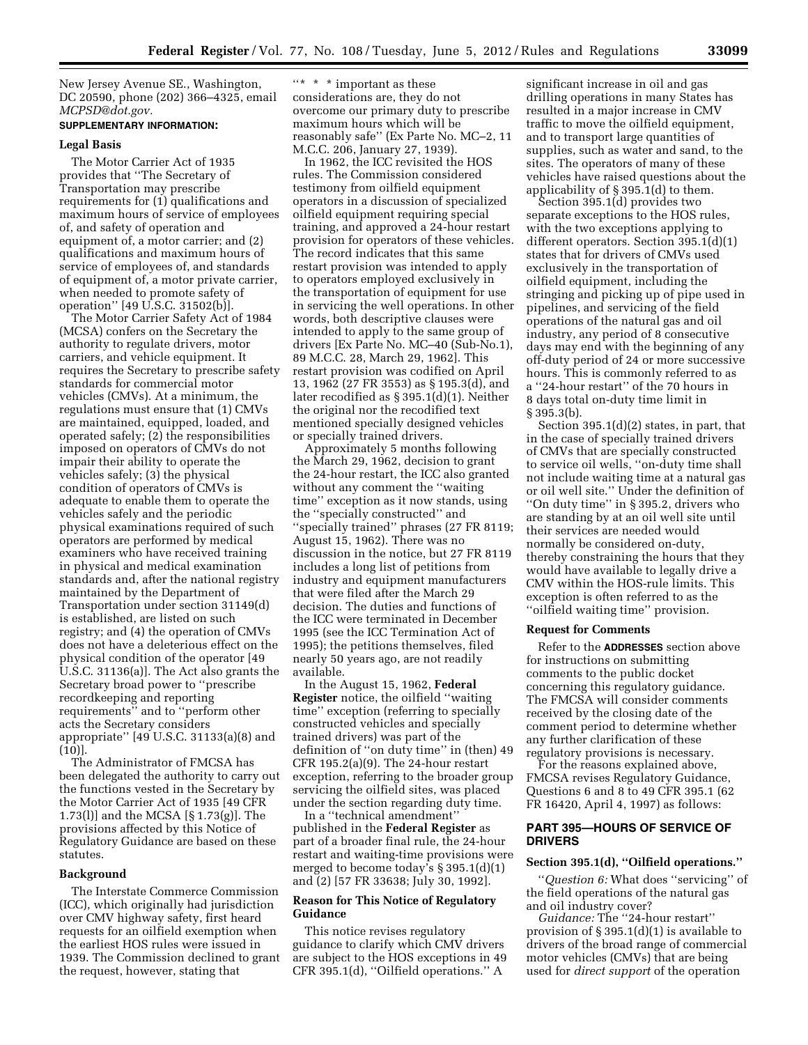New Jersey Avenue SE., Washington, DC 20590, phone (202) 366–4325, email *MCPSD@dot.gov*.

**SUPPLEMENTARY INFORMATION:**

**Legal Basis**

The Motor Carrier Act of 1935 provides that ''The Secretary of Transportation may prescribe requirements for (1) qualifications and maximum hours of service of employees of, and safety of operation and equipment of, a motor carrier; and (2) qualifications and maximum hours of service of employees of, and standards of equipment of, a motor private carrier, when needed to promote safety of operation'' [49 U.S.C. 31502(b)].

The Motor Carrier Safety Act of 1984 (MCSA) confers on the Secretary the authority to regulate drivers, motor carriers, and vehicle equipment. It requires the Secretary to prescribe safety standards for commercial motor vehicles (CMVs). At a minimum, the regulations must ensure that (1) CMVs are maintained, equipped, loaded, and operated safely; (2) the responsibilities imposed on operators of CMVs do not impair their ability to operate the vehicles safely; (3) the physical condition of operators of CMVs is adequate to enable them to operate the vehicles safely and the periodic physical examinations required of such operators are performed by medical examiners who have received training in physical and medical examination standards and, after the national registry maintained by the Department of Transportation under section 31149(d) is established, are listed on such registry; and (4) the operation of CMVs does not have a deleterious effect on the physical condition of the operator [49 U.S.C. 31136(a)]. The Act also grants the Secretary broad power to ''prescribe recordkeeping and reporting requirements'' and to ''perform other acts the Secretary considers appropriate'' [49 U.S.C. 31133(a)(8) and (10)].

The Administrator of FMCSA has been delegated the authority to carry out the functions vested in the Secretary by the Motor Carrier Act of 1935 [49 CFR 1.73(l)] and the MCSA [§ 1.73(g)]. The provisions affected by this Notice of Regulatory Guidance are based on these statutes.

**Background**

The Interstate Commerce Commission (ICC), which originally had jurisdiction over CMV highway safety, first heard requests for an oilfield exemption when the earliest HOS rules were issued in 1939. The Commission declined to grant the request, however, stating that ''\* \* \* important as these considerations are, they do not overcome our primary duty to prescribe maximum hours which will be reasonably safe'' (Ex Parte No. MC–2, 11 M.C.C. 206, January 27, 1939).

In 1962, the ICC revisited the HOS rules. The Commission considered testimony from oilfield equipment operators in a discussion of specialized oilfield equipment requiring special training, and approved a 24-hour restart provision for operators of these vehicles. The record indicates that this same restart provision was intended to apply to operators employed exclusively in the transportation of equipment for use in servicing the well operations. In other words, both descriptive clauses were intended to apply to the same group of drivers [Ex Parte No. MC–40 (Sub-No.1), 89 M.C.C. 28, March 29, 1962]. This restart provision was codified on April 13, 1962 (27 FR 3553) as § 195.3(d), and later recodified as § 395.1(d)(1). Neither the original nor the recodified text mentioned specially designed vehicles or specially trained drivers.

Approximately 5 months following the March 29, 1962, decision to grant the 24-hour restart, the ICC also granted without any comment the ''waiting time'' exception as it now stands, using the ''specially constructed'' and ''specially trained'' phrases (27 FR 8119; August 15, 1962). There was no discussion in the notice, but 27 FR 8119 includes a long list of petitions from industry and equipment manufacturers that were filed after the March 29 decision. The duties and functions of the ICC were terminated in December 1995 (see the ICC Termination Act of 1995); the petitions themselves, filed nearly 50 years ago, are not readily available.

In the August 15, 1962, **Federal Register** notice, the oilfield ''waiting time'' exception (referring to specially constructed vehicles and specially trained drivers) was part of the definition of ''on duty time'' in (then) 49 CFR 195.2(a)(9). The 24-hour restart exception, referring to the broader group servicing the oilfield sites, was placed under the section regarding duty time.

In a ''technical amendment'' published in the **Federal Register** as part of a broader final rule, the 24-hour restart and waiting-time provisions were merged to become today's § 395.1(d)(1) and (2) [57 FR 33638; July 30, 1992].

**Reason for This Notice of Regulatory Guidance**

This notice revises regulatory guidance to clarify which CMV drivers are subject to the HOS exceptions in 49 CFR 395.1(d), ''Oilfield operations.'' A significant increase in oil and gas drilling operations in many States has resulted in a major increase in CMV traffic to move the oilfield equipment, and to transport large quantities of supplies, such as water and sand, to the sites. The operators of many of these vehicles have raised questions about the applicability of § 395.1(d) to them.

Section 395.1(d) provides two separate exceptions to the HOS rules, with the two exceptions applying to different operators. Section 395.1(d)(1) states that for drivers of CMVs used exclusively in the transportation of oilfield equipment, including the stringing and picking up of pipe used in pipelines, and servicing of the field operations of the natural gas and oil industry, any period of 8 consecutive days may end with the beginning of any off-duty period of 24 or more successive hours. This is commonly referred to as a ''24-hour restart'' of the 70 hours in 8 days total on-duty time limit in § 395.3(b).

Section 395.1(d)(2) states, in part, that in the case of specially trained drivers of CMVs that are specially constructed to service oil wells, ''on-duty time shall not include waiting time at a natural gas or oil well site.'' Under the definition of ''On duty time'' in § 395.2, drivers who are standing by at an oil well site until their services are needed would normally be considered on-duty, thereby constraining the hours that they would have available to legally drive a CMV within the HOS-rule limits. This exception is often referred to as the ''oilfield waiting time'' provision.

**Request for Comments**

Refer to the **ADDRESSES** section above for instructions on submitting comments to the public docket concerning this regulatory guidance. The FMCSA will consider comments received by the closing date of the comment period to determine whether any further clarification of these regulatory provisions is necessary.

For the reasons explained above, FMCSA revises Regulatory Guidance, Questions 6 and 8 to 49 CFR 395.1 (62 FR 16420, April 4, 1997) as follows:

## PART 395—HOURS OF SERVICE OF DRIVERS

### Section 395.1(d), ''Oilfield operations.''

''*Question 6:* What does ''servicing'' of the field operations of the natural gas and oil industry cover?

*Guidance:* The ''24-hour restart'' provision of § 395.1(d)(1) is available to drivers of the broad range of commercial motor vehicles (CMVs) that are being used for *direct support* of the operation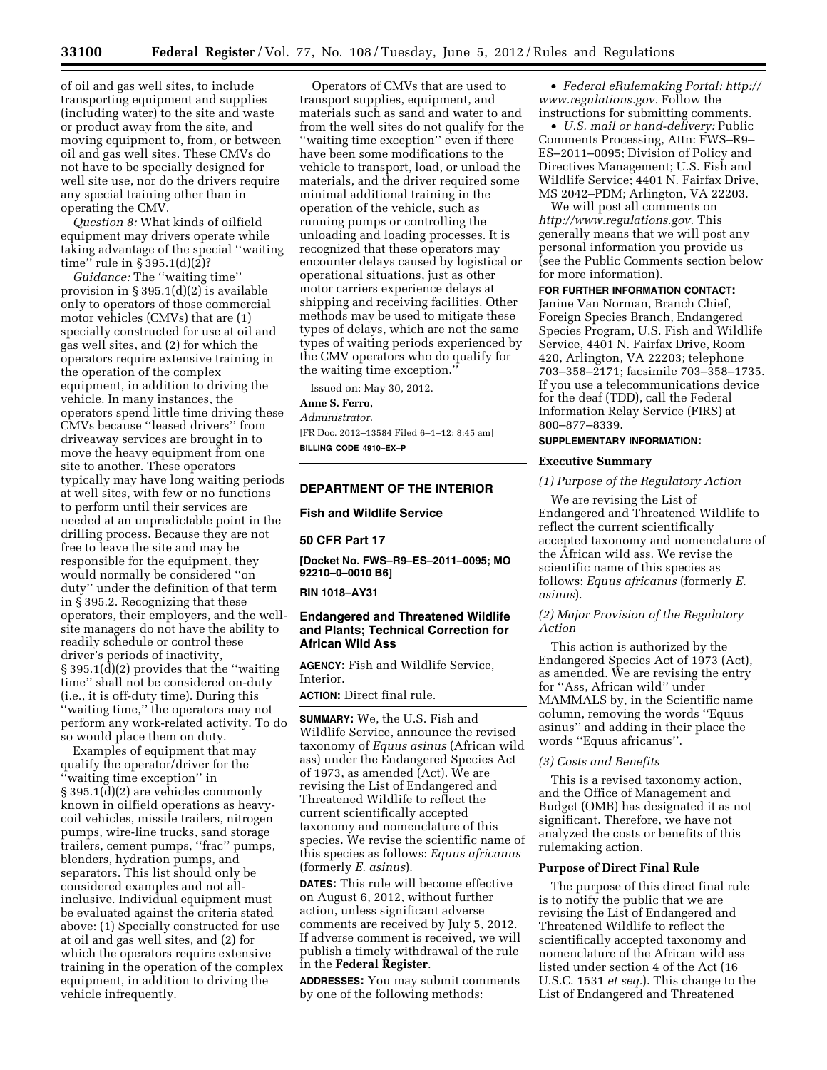of oil and gas well sites, to include transporting equipment and supplies (including water) to the site and waste or product away from the site, and moving equipment to, from, or between oil and gas well sites. These CMVs do not have to be specially designed for well site use, nor do the drivers require any special training other than in operating the CMV.

*Question 8:* What kinds of oilfield equipment may drivers operate while taking advantage of the special ''waiting time'' rule in § 395.1(d)(2)?

*Guidance:* The ''waiting time'' provision in § 395.1(d)(2) is available only to operators of those commercial motor vehicles (CMVs) that are (1) specially constructed for use at oil and gas well sites, and (2) for which the operators require extensive training in the operation of the complex equipment, in addition to driving the vehicle. In many instances, the operators spend little time driving these CMVs because ''leased drivers'' from driveaway services are brought in to move the heavy equipment from one site to another. These operators typically may have long waiting periods at well sites, with few or no functions to perform until their services are needed at an unpredictable point in the drilling process. Because they are not free to leave the site and may be responsible for the equipment, they would normally be considered ''on duty'' under the definition of that term in § 395.2. Recognizing that these operators, their employers, and the well-site managers do not have the ability to readily schedule or control these driver's periods of inactivity, § 395.1(d)(2) provides that the ''waiting time'' shall not be considered on-duty (i.e., it is off-duty time). During this ''waiting time,'' the operators may not perform any work-related activity. To do so would place them on duty.

Examples of equipment that may qualify the operator/driver for the ''waiting time exception'' in § 395.1(d)(2) are vehicles commonly known in oilfield operations as heavy-coil vehicles, missile trailers, nitrogen pumps, wire-line trucks, sand storage trailers, cement pumps, ''frac'' pumps, blenders, hydration pumps, and separators. This list should only be considered examples and not all-inclusive. Individual equipment must be evaluated against the criteria stated above: (1) Specially constructed for use at oil and gas well sites, and (2) for which the operators require extensive training in the operation of the complex equipment, in addition to driving the vehicle infrequently.

Operators of CMVs that are used to transport supplies, equipment, and materials such as sand and water to and from the well sites do not qualify for the ''waiting time exception'' even if there have been some modifications to the vehicle to transport, load, or unload the materials, and the driver required some minimal additional training in the operation of the vehicle, such as running pumps or controlling the unloading and loading processes. It is recognized that these operators may encounter delays caused by logistical or operational situations, just as other motor carriers experience delays at shipping and receiving facilities. Other methods may be used to mitigate these types of delays, which are not the same types of waiting periods experienced by the CMV operators who do qualify for the waiting time exception.''

Issued on: May 30, 2012.

**Anne S. Ferro,**

*Administrator.*

[FR Doc. 2012–13584 Filed 6–1–12; 8:45 am]

**BILLING CODE 4910–EX–P**

## DEPARTMENT OF THE INTERIOR

### Fish and Wildlife Service

### 50 CFR Part 17

**[Docket No. FWS–R9–ES–2011–0095; MO 92210–0–0010 B6]**

**RIN 1018–AY31**

### Endangered and Threatened Wildlife and Plants; Technical Correction for African Wild Ass

**AGENCY:** Fish and Wildlife Service, Interior.

**ACTION:** Direct final rule.

**SUMMARY:** We, the U.S. Fish and Wildlife Service, announce the revised taxonomy of *Equus asinus* (African wild ass) under the Endangered Species Act of 1973, as amended (Act). We are revising the List of Endangered and Threatened Wildlife to reflect the current scientifically accepted taxonomy and nomenclature of this species. We revise the scientific name of this species as follows: *Equus africanus* (formerly *E. asinus*).

**DATES:** This rule will become effective on August 6, 2012, without further action, unless significant adverse comments are received by July 5, 2012. If adverse comment is received, we will publish a timely withdrawal of the rule in the **Federal Register**.

**ADDRESSES:** You may submit comments by one of the following methods:

- *Federal eRulemaking Portal: http://www.regulations.gov.* Follow the instructions for submitting comments.
- *U.S. mail or hand-delivery:* Public Comments Processing, Attn: FWS–R9–ES–2011–0095; Division of Policy and Directives Management; U.S. Fish and Wildlife Service; 4401 N. Fairfax Drive, MS 2042–PDM; Arlington, VA 22203.

We will post all comments on *http://www.regulations.gov.* This generally means that we will post any personal information you provide us (see the Public Comments section below for more information).

**FOR FURTHER INFORMATION CONTACT:** Janine Van Norman, Branch Chief, Foreign Species Branch, Endangered Species Program, U.S. Fish and Wildlife Service, 4401 N. Fairfax Drive, Room 420, Arlington, VA 22203; telephone 703–358–2171; facsimile 703–358–1735. If you use a telecommunications device for the deaf (TDD), call the Federal Information Relay Service (FIRS) at 800–877–8339.

**SUPPLEMENTARY INFORMATION:**

#### Executive Summary

*(1) Purpose of the Regulatory Action*

We are revising the List of Endangered and Threatened Wildlife to reflect the current scientifically accepted taxonomy and nomenclature of the African wild ass. We revise the scientific name of this species as follows: *Equus africanus* (formerly *E. asinus*).

*(2) Major Provision of the Regulatory Action*

This action is authorized by the Endangered Species Act of 1973 (Act), as amended. We are revising the entry for ''Ass, African wild'' under MAMMALS by, in the Scientific name column, removing the words ''Equus asinus'' and adding in their place the words ''Equus africanus''.

*(3) Costs and Benefits*

This is a revised taxonomy action, and the Office of Management and Budget (OMB) has designated it as not significant. Therefore, we have not analyzed the costs or benefits of this rulemaking action.

#### Purpose of Direct Final Rule

The purpose of this direct final rule is to notify the public that we are revising the List of Endangered and Threatened Wildlife to reflect the scientifically accepted taxonomy and nomenclature of the African wild ass listed under section 4 of the Act (16 U.S.C. 1531 *et seq.*). This change to the List of Endangered and Threatened